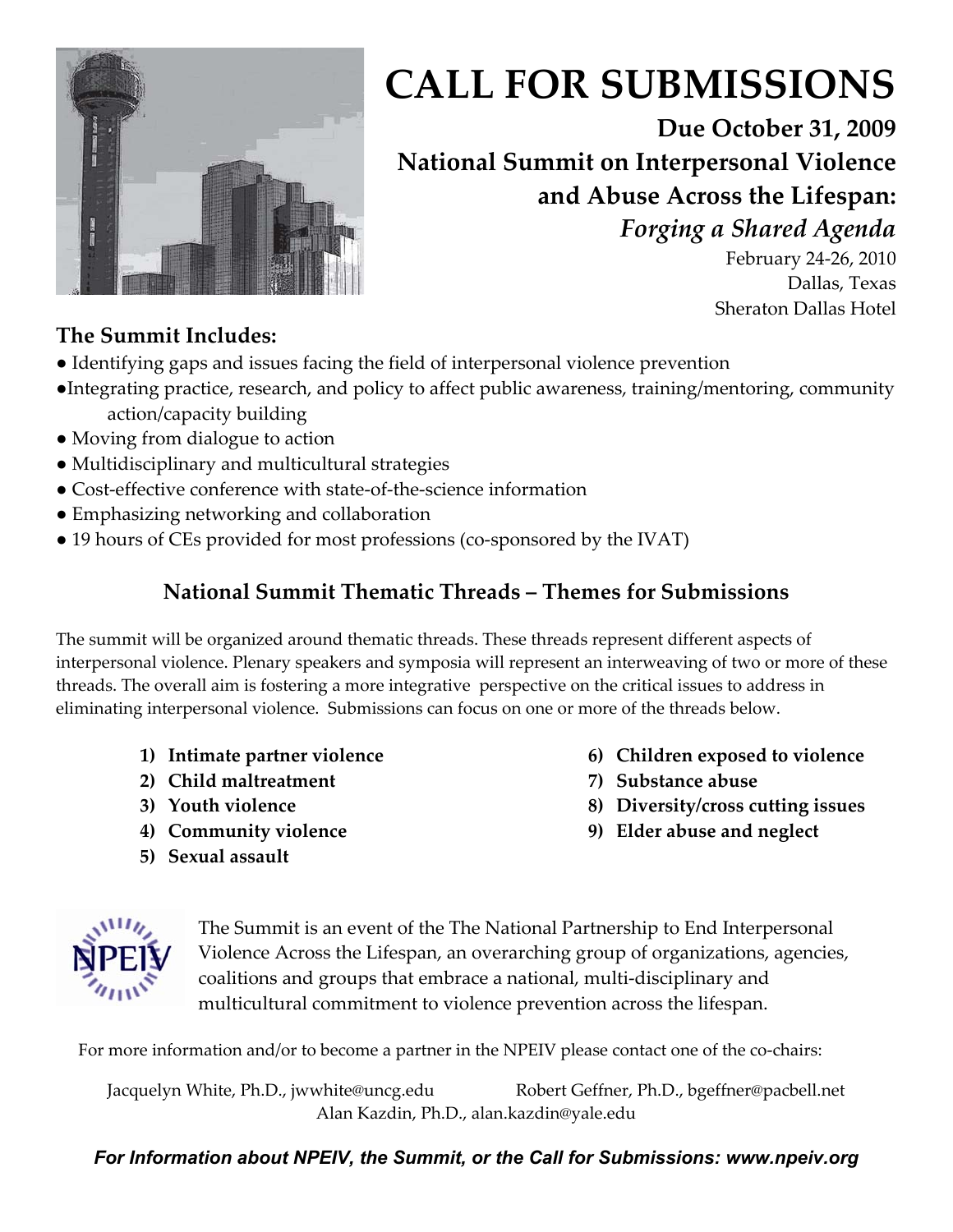# CALL FOR SUBMISSIONS

**Due October 31, 2009**

**National Summit on Interpersonal Violence and Abuse Across the Lifespan:**

***Forging a Shared Agenda***

February 24-26, 2010
Dallas, Texas
Sheraton Dallas Hotel

## The Summit Includes:

- Identifying gaps and issues facing the field of interpersonal violence prevention
- Integrating practice, research, and policy to affect public awareness, training/mentoring, community action/capacity building
- Moving from dialogue to action
- Multidisciplinary and multicultural strategies
- Cost-effective conference with state-of-the-science information
- Emphasizing networking and collaboration
- 19 hours of CEs provided for most professions (co-sponsored by the IVAT)

## National Summit Thematic Threads – Themes for Submissions

The summit will be organized around thematic threads. These threads represent different aspects of interpersonal violence. Plenary speakers and symposia will represent an interweaving of two or more of these threads. The overall aim is fostering a more integrative perspective on the critical issues to address in eliminating interpersonal violence. Submissions can focus on one or more of the threads below.

1) **Intimate partner violence**
2) **Child maltreatment**
3) **Youth violence**
4) **Community violence**
5) **Sexual assault**
6) **Children exposed to violence**
7) **Substance abuse**
8) **Diversity/cross cutting issues**
9) **Elder abuse and neglect**

NPEIV

The Summit is an event of the The National Partnership to End Interpersonal Violence Across the Lifespan, an overarching group of organizations, agencies, coalitions and groups that embrace a national, multi-disciplinary and multicultural commitment to violence prevention across the lifespan.

For more information and/or to become a partner in the NPEIV please contact one of the co-chairs:

Jacquelyn White, Ph.D., jwwhite@uncg.edu
Robert Geffner, Ph.D., bgeffner@pacbell.net
Alan Kazdin, Ph.D., alan.kazdin@yale.edu

***For Information about NPEIV, the Summit, or the Call for Submissions: www.npeiv.org***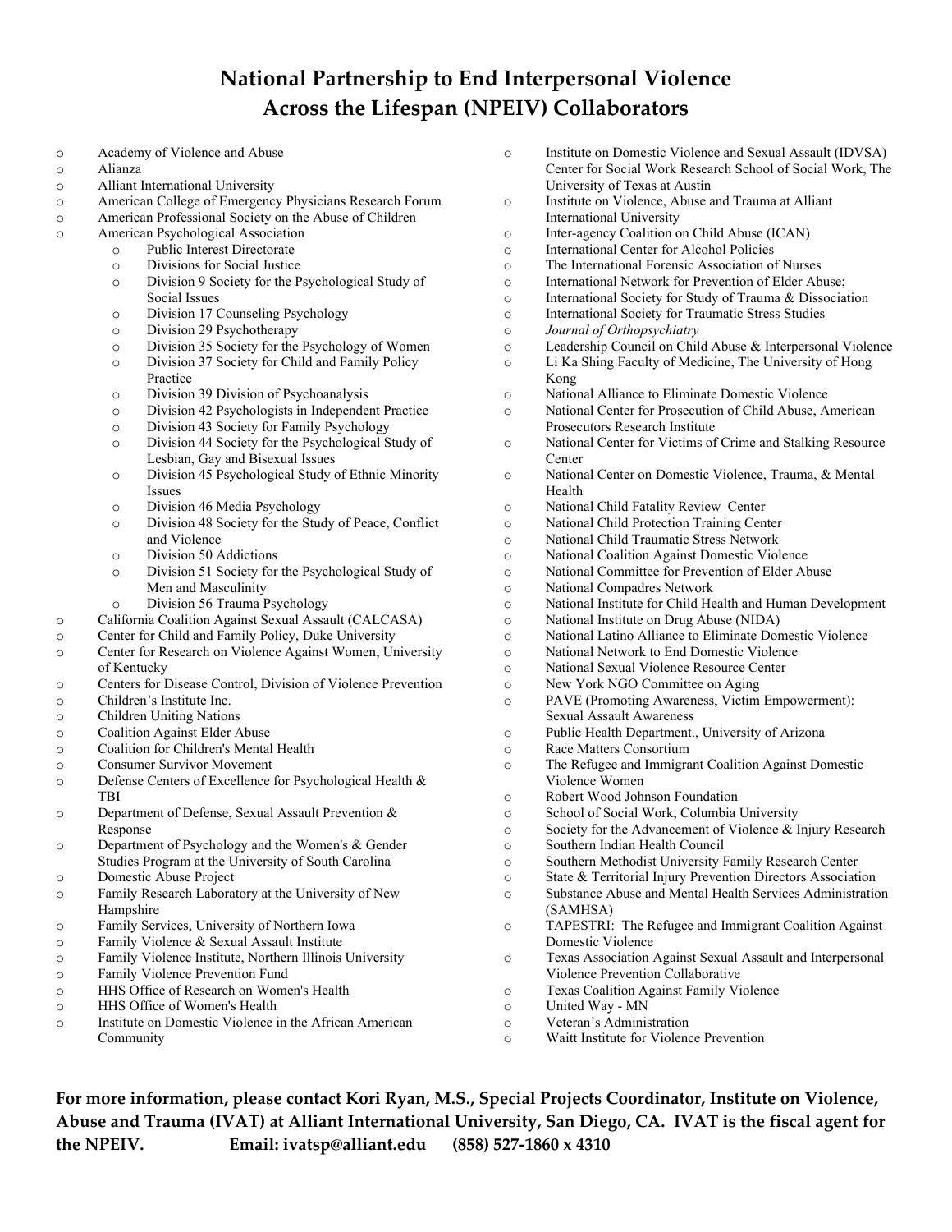# National Partnership to End Interpersonal Violence Across the Lifespan (NPEIV) Collaborators

- Academy of Violence and Abuse
- Alianza
- Alliant International University
- American College of Emergency Physicians Research Forum
- American Professional Society on the Abuse of Children
- American Psychological Association
  - Public Interest Directorate
  - Divisions for Social Justice
  - Division 9 Society for the Psychological Study of Social Issues
  - Division 17 Counseling Psychology
  - Division 29 Psychotherapy
  - Division 35 Society for the Psychology of Women
  - Division 37 Society for Child and Family Policy Practice
  - Division 39 Division of Psychoanalysis
  - Division 42 Psychologists in Independent Practice
  - Division 43 Society for Family Psychology
  - Division 44 Society for the Psychological Study of Lesbian, Gay and Bisexual Issues
  - Division 45 Psychological Study of Ethnic Minority Issues
  - Division 46 Media Psychology
  - Division 48 Society for the Study of Peace, Conflict and Violence
  - Division 50 Addictions
  - Division 51 Society for the Psychological Study of Men and Masculinity
  - Division 56 Trauma Psychology
- California Coalition Against Sexual Assault (CALCASA)
- Center for Child and Family Policy, Duke University
- Center for Research on Violence Against Women, University of Kentucky
- Centers for Disease Control, Division of Violence Prevention
- Children's Institute Inc.
- Children Uniting Nations
- Coalition Against Elder Abuse
- Coalition for Children's Mental Health
- Consumer Survivor Movement
- Defense Centers of Excellence for Psychological Health & TBI
- Department of Defense, Sexual Assault Prevention & Response
- Department of Psychology and the Women's & Gender Studies Program at the University of South Carolina
- Domestic Abuse Project
- Family Research Laboratory at the University of New Hampshire
- Family Services, University of Northern Iowa
- Family Violence & Sexual Assault Institute
- Family Violence Institute, Northern Illinois University
- Family Violence Prevention Fund
- HHS Office of Research on Women's Health
- HHS Office of Women's Health
- Institute on Domestic Violence in the African American Community
- Institute on Domestic Violence and Sexual Assault (IDVSA) Center for Social Work Research School of Social Work, The University of Texas at Austin
- Institute on Violence, Abuse and Trauma at Alliant International University
- Inter-agency Coalition on Child Abuse (ICAN)
- International Center for Alcohol Policies
- The International Forensic Association of Nurses
- International Network for Prevention of Elder Abuse;
- International Society for Study of Trauma & Dissociation
- International Society for Traumatic Stress Studies
- *Journal of Orthopsychiatry*
- Leadership Council on Child Abuse & Interpersonal Violence
- Li Ka Shing Faculty of Medicine, The University of Hong Kong
- National Alliance to Eliminate Domestic Violence
- National Center for Prosecution of Child Abuse, American Prosecutors Research Institute
- National Center for Victims of Crime and Stalking Resource Center
- National Center on Domestic Violence, Trauma, & Mental Health
- National Child Fatality Review Center
- National Child Protection Training Center
- National Child Traumatic Stress Network
- National Coalition Against Domestic Violence
- National Committee for Prevention of Elder Abuse
- National Compadres Network
- National Institute for Child Health and Human Development
- National Institute on Drug Abuse (NIDA)
- National Latino Alliance to Eliminate Domestic Violence
- National Network to End Domestic Violence
- National Sexual Violence Resource Center
- New York NGO Committee on Aging
- PAVE (Promoting Awareness, Victim Empowerment): Sexual Assault Awareness
- Public Health Department., University of Arizona
- Race Matters Consortium
- The Refugee and Immigrant Coalition Against Domestic Violence Women
- Robert Wood Johnson Foundation
- School of Social Work, Columbia University
- Society for the Advancement of Violence & Injury Research
- Southern Indian Health Council
- Southern Methodist University Family Research Center
- State & Territorial Injury Prevention Directors Association
- Substance Abuse and Mental Health Services Administration (SAMHSA)
- TAPESTRI: The Refugee and Immigrant Coalition Against Domestic Violence
- Texas Association Against Sexual Assault and Interpersonal Violence Prevention Collaborative
- Texas Coalition Against Family Violence
- United Way - MN
- Veteran's Administration
- Waitt Institute for Violence Prevention

**For more information, please contact Kori Ryan, M.S., Special Projects Coordinator, Institute on Violence, Abuse and Trauma (IVAT) at Alliant International University, San Diego, CA. IVAT is the fiscal agent for the NPEIV. Email: ivatsp@alliant.edu (858) 527-1860 x 4310**